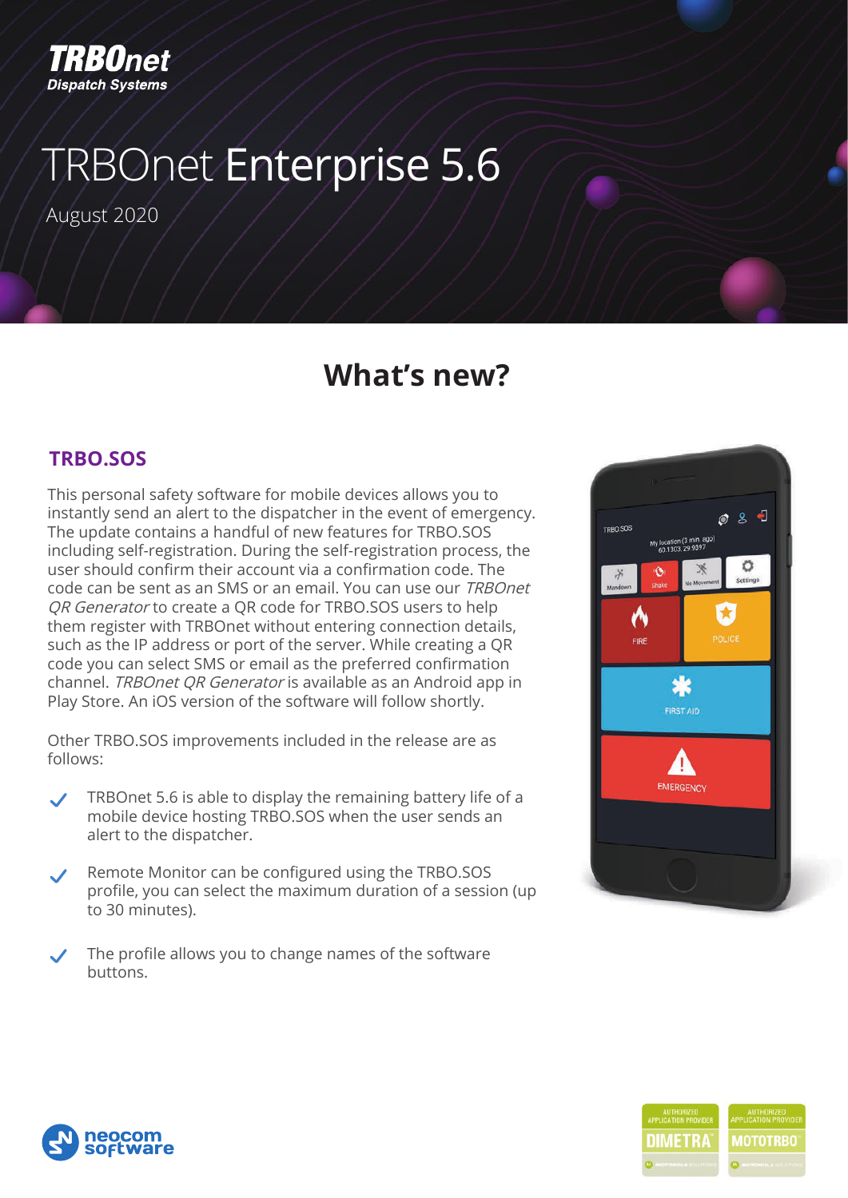**TRBOnet**
**Dispatch Systems**

# TRBOnet Enterprise 5.6

August 2020

## What's new?

### TRBO.SOS

This personal safety software for mobile devices allows you to instantly send an alert to the dispatcher in the event of emergency. The update contains a handful of new features for TRBO.SOS including self-registration. During the self-registration process, the user should confirm their account via a confirmation code. The code can be sent as an SMS or an email. You can use our *TRBOnet QR Generator* to create a QR code for TRBO.SOS users to help them register with TRBOnet without entering connection details, such as the IP address or port of the server. While creating a QR code you can select SMS or email as the preferred confirmation channel. *TRBOnet QR Generator* is available as an Android app in Play Store. An iOS version of the software will follow shortly.

Other TRBO.SOS improvements included in the release are as follows:

- TRBOnet 5.6 is able to display the remaining battery life of a mobile device hosting TRBO.SOS when the user sends an alert to the dispatcher.
- Remote Monitor can be configured using the TRBO.SOS profile, you can select the maximum duration of a session (up to 30 minutes).
- The profile allows you to change names of the software buttons.

neocom software

AUTHORIZED APPLICATION PROVIDER DIMETRA

AUTHORIZED APPLICATION PROVIDER MOTOTRBO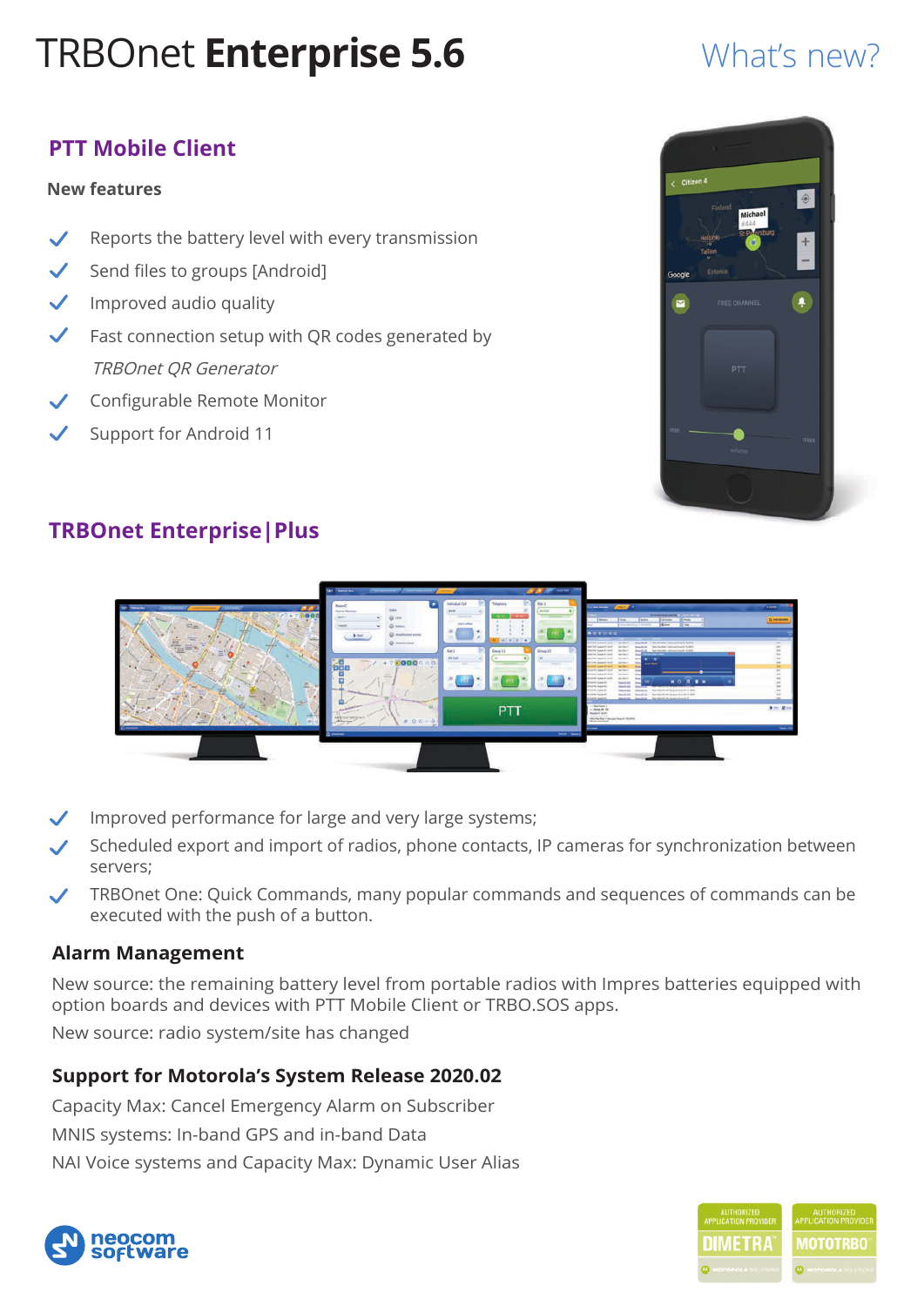# TRBOnet **Enterprise 5.6**

What's new?

## PTT Mobile Client

**New features**

- Reports the battery level with every transmission
- Send files to groups [Android]
- Improved audio quality
- Fast connection setup with QR codes generated by *TRBOnet QR Generator*
- Configurable Remote Monitor
- Support for Android 11

## TRBOnet Enterprise | Plus

- Improved performance for large and very large systems;
- Scheduled export and import of radios, phone contacts, IP cameras for synchronization between servers;
- TRBOnet One: Quick Commands, many popular commands and sequences of commands can be executed with the push of a button.

### Alarm Management

New source: the remaining battery level from portable radios with Impres batteries equipped with option boards and devices with PTT Mobile Client or TRBO.SOS apps.

New source: radio system/site has changed

### Support for Motorola's System Release 2020.02

Capacity Max: Cancel Emergency Alarm on Subscriber

MNIS systems: In-band GPS and in-band Data

NAI Voice systems and Capacity Max: Dynamic User Alias

neocom software

AUTHORIZED APPLICATION PROVIDER DIMETRA

AUTHORIZED APPLICATION PROVIDER MOTOTRBO